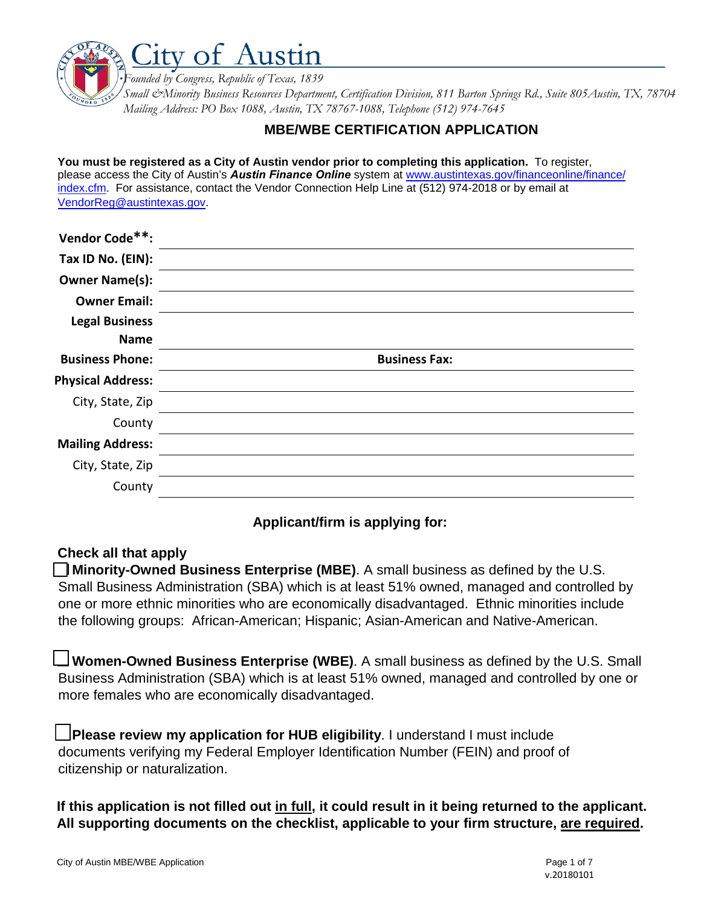# City of Austin

*Founded by Congress, Republic of Texas, 1839*

*Small &Minority Business Resources Department, Certification Division, 811 Barton Springs Rd., Suite 805Austin, TX, 78704*
*Mailing Address: PO Box 1088, Austin, TX 78767-1088, Telephone (512) 974-7645*

## MBE/WBE CERTIFICATION APPLICATION

**You must be registered as a City of Austin vendor prior to completing this application.** To register, please access the City of Austin's ***Austin Finance Online*** system at [www.austintexas.gov/financeonline/finance/index.cfm](www.austintexas.gov/financeonline/finance/index.cfm). For assistance, contact the Vendor Connection Help Line at (512) 974-2018 or by email at [VendorReg@austintexas.gov](mailto:VendorReg@austintexas.gov).

**Vendor Code**:** ______________________________

**Tax ID No. (EIN):** ______________________________

**Owner Name(s):** ______________________________

**Owner Email:** ______________________________

**Legal Business Name** ______________________________

**Business Phone:** ______________ **Business Fax:** ______________

**Physical Address:** ______________________________

City, State, Zip ______________________________

County ______________________________

**Mailing Address:** ______________________________

City, State, Zip ______________________________

County ______________________________

### Applicant/firm is applying for:

**Check all that apply**

☐ **Minority-Owned Business Enterprise (MBE)**. A small business as defined by the U.S. Small Business Administration (SBA) which is at least 51% owned, managed and controlled by one or more ethnic minorities who are economically disadvantaged. Ethnic minorities include the following groups: African-American; Hispanic; Asian-American and Native-American.

☐ **Women-Owned Business Enterprise (WBE)**. A small business as defined by the U.S. Small Business Administration (SBA) which is at least 51% owned, managed and controlled by one or more females who are economically disadvantaged.

☐ **Please review my application for HUB eligibility**. I understand I must include documents verifying my Federal Employer Identification Number (FEIN) and proof of citizenship or naturalization.

**If this application is not filled out <u>in full</u>, it could result in it being returned to the applicant. All supporting documents on the checklist, applicable to your firm structure, <u>are required</u>.**

v.20180101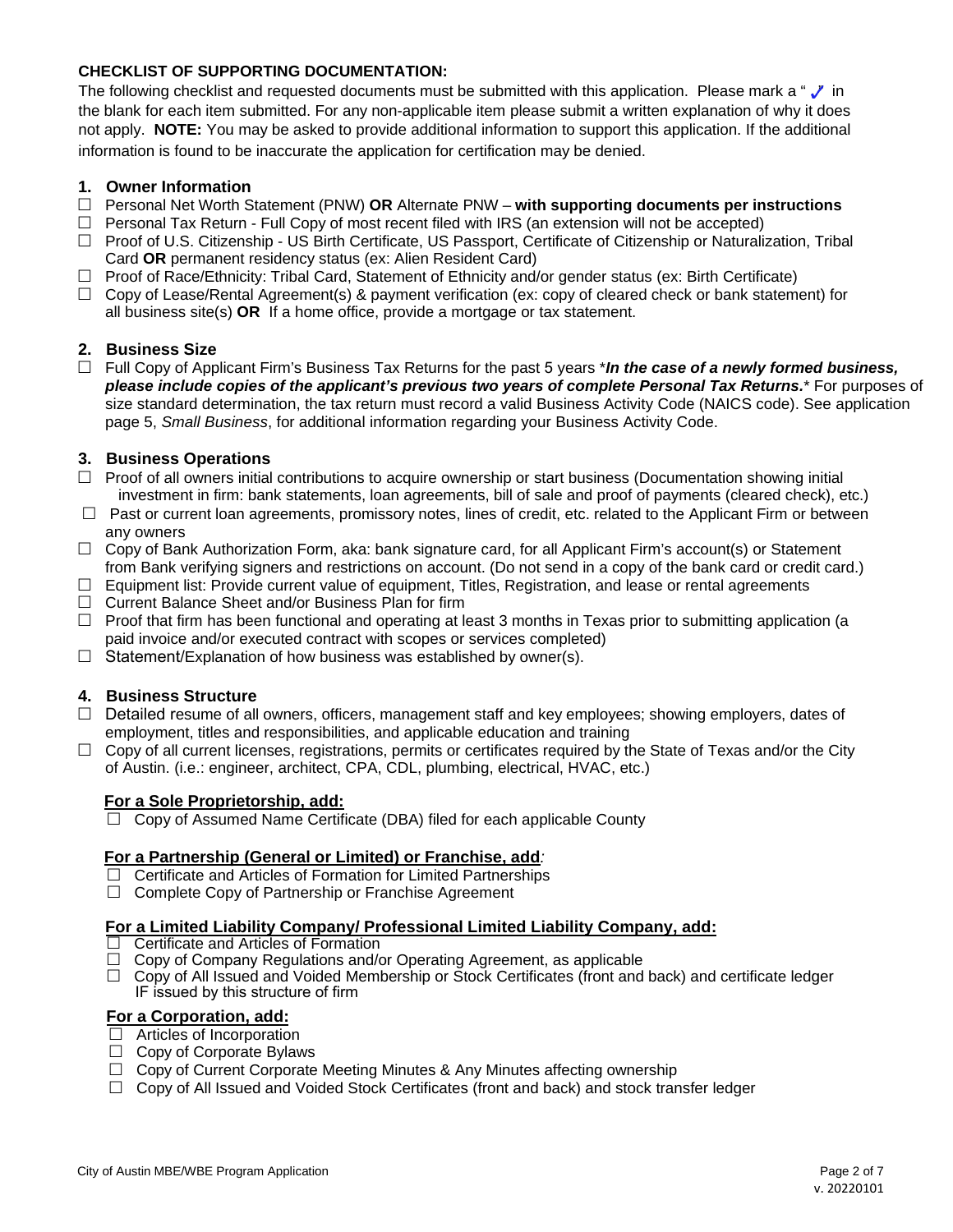**CHECKLIST OF SUPPORTING DOCUMENTATION:**

The following checklist and requested documents must be submitted with this application. Please mark a "✓" in the blank for each item submitted. For any non-applicable item please submit a written explanation of why it does not apply. **NOTE:** You may be asked to provide additional information to support this application. If the additional information is found to be inaccurate the application for certification may be denied.

**1. Owner Information**

- ☐ Personal Net Worth Statement (PNW) **OR** Alternate PNW – **with supporting documents per instructions**
- ☐ Personal Tax Return - Full Copy of most recent filed with IRS (an extension will not be accepted)
- ☐ Proof of U.S. Citizenship - US Birth Certificate, US Passport, Certificate of Citizenship or Naturalization, Tribal Card **OR** permanent residency status (ex: Alien Resident Card)
- ☐ Proof of Race/Ethnicity: Tribal Card, Statement of Ethnicity and/or gender status (ex: Birth Certificate)
- ☐ Copy of Lease/Rental Agreement(s) & payment verification (ex: copy of cleared check or bank statement) for all business site(s) **OR** If a home office, provide a mortgage or tax statement.

**2. Business Size**

- ☐ Full Copy of Applicant Firm's Business Tax Returns for the past 5 years \****In the case of a newly formed business, please include copies of the applicant's previous two years of complete Personal Tax Returns.***\* For purposes of size standard determination, the tax return must record a valid Business Activity Code (NAICS code). See application page 5, *Small Business*, for additional information regarding your Business Activity Code.

**3. Business Operations**

- ☐ Proof of all owners initial contributions to acquire ownership or start business (Documentation showing initial investment in firm: bank statements, loan agreements, bill of sale and proof of payments (cleared check), etc.)
- ☐ Past or current loan agreements, promissory notes, lines of credit, etc. related to the Applicant Firm or between any owners
- ☐ Copy of Bank Authorization Form, aka: bank signature card, for all Applicant Firm's account(s) or Statement from Bank verifying signers and restrictions on account. (Do not send in a copy of the bank card or credit card.)
- ☐ Equipment list: Provide current value of equipment, Titles, Registration, and lease or rental agreements
- ☐ Current Balance Sheet and/or Business Plan for firm
- ☐ Proof that firm has been functional and operating at least 3 months in Texas prior to submitting application (a paid invoice and/or executed contract with scopes or services completed)
- ☐ Statement/Explanation of how business was established by owner(s).

**4. Business Structure**

- ☐ Detailed resume of all owners, officers, management staff and key employees; showing employers, dates of employment, titles and responsibilities, and applicable education and training
- ☐ Copy of all current licenses, registrations, permits or certificates required by the State of Texas and/or the City of Austin. (i.e.: engineer, architect, CPA, CDL, plumbing, electrical, HVAC, etc.)

**<u>For a Sole Proprietorship, add:</u>**

- ☐ Copy of Assumed Name Certificate (DBA) filed for each applicable County

**<u>For a Partnership (General or Limited) or Franchise, add</u>***:*

- ☐ Certificate and Articles of Formation for Limited Partnerships
- ☐ Complete Copy of Partnership or Franchise Agreement

**<u>For a Limited Liability Company/ Professional Limited Liability Company, add:</u>**

- ☐ Certificate and Articles of Formation
- ☐ Copy of Company Regulations and/or Operating Agreement, as applicable
- ☐ Copy of All Issued and Voided Membership or Stock Certificates (front and back) and certificate ledger IF issued by this structure of firm

**<u>For a Corporation, add:</u>**

- ☐ Articles of Incorporation
- ☐ Copy of Corporate Bylaws
- ☐ Copy of Current Corporate Meeting Minutes & Any Minutes affecting ownership
- ☐ Copy of All Issued and Voided Stock Certificates (front and back) and stock transfer ledger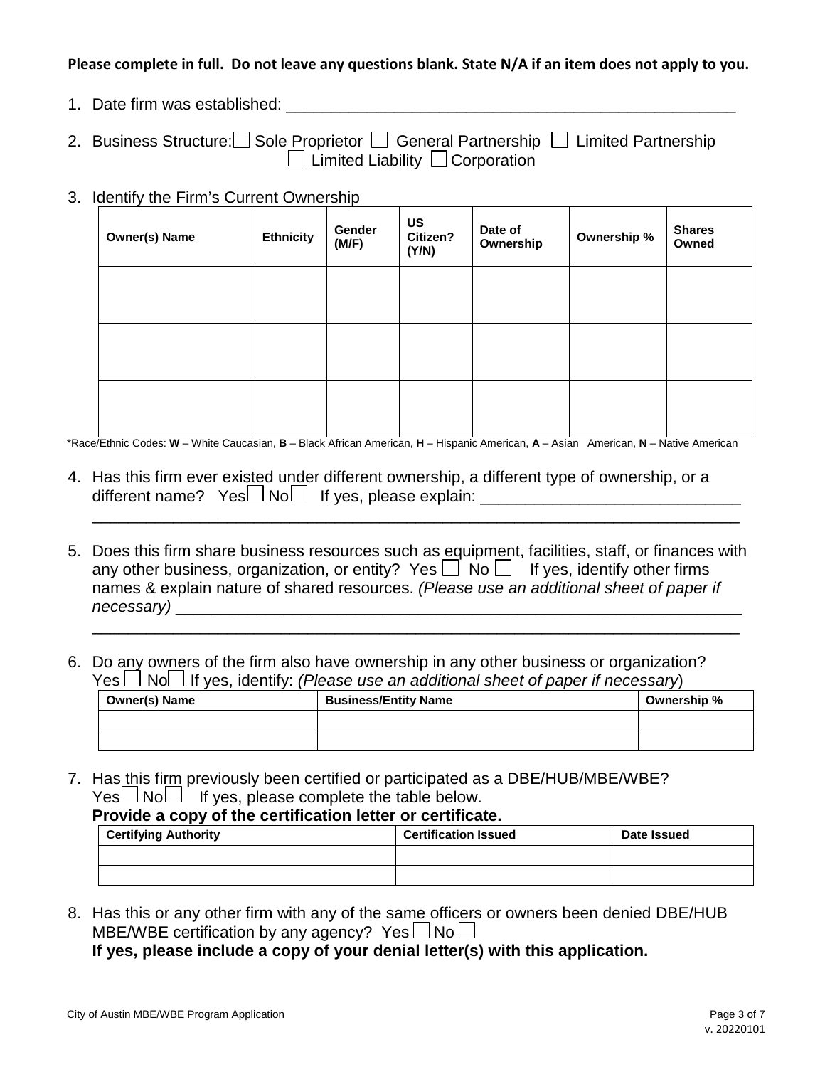**Please complete in full. Do not leave any questions blank. State N/A if an item does not apply to you.**

1. Date firm was established: ____________________________________________________

2. Business Structure: ☐ Sole Proprietor ☐ General Partnership ☐ Limited Partnership ☐ Limited Liability ☐ Corporation

3. Identify the Firm's Current Ownership

| Owner(s) Name | Ethnicity | Gender (M/F) | US Citizen? (Y/N) | Date of Ownership | Ownership % | Shares Owned |
|---|---|---|---|---|---|---|
| | | | | | | |
| | | | | | | |
| | | | | | | |

*Race/Ethnic Codes: **W** – White Caucasian, **B** – Black African American, **H** – Hispanic American, **A** – Asian American, **N** – Native American

4. Has this firm ever existed under different ownership, a different type of ownership, or a different name? Yes ☐ No ☐ If yes, please explain: ____________________________ ________________________________________________________________________

5. Does this firm share business resources such as equipment, facilities, staff, or finances with any other business, organization, or entity? Yes ☐ No ☐ If yes, identify other firms names & explain nature of shared resources. *(Please use an additional sheet of paper if necessary)* ________________________________________________________________ ________________________________________________________________________

6. Do any owners of the firm also have ownership in any other business or organization? Yes ☐ No ☐ If yes, identify: *(Please use an additional sheet of paper if necessary)*

| Owner(s) Name | Business/Entity Name | Ownership % |
|---|---|---|
| | | |
| | | |

7. Has this firm previously been certified or participated as a DBE/HUB/MBE/WBE? Yes ☐ No ☐ If yes, please complete the table below.
**Provide a copy of the certification letter or certificate.**

| Certifying Authority | Certification Issued | Date Issued |
|---|---|---|
| | | |
| | | |

8. Has this or any other firm with any of the same officers or owners been denied DBE/HUB MBE/WBE certification by any agency? Yes ☐ No ☐
**If yes, please include a copy of your denial letter(s) with this application.**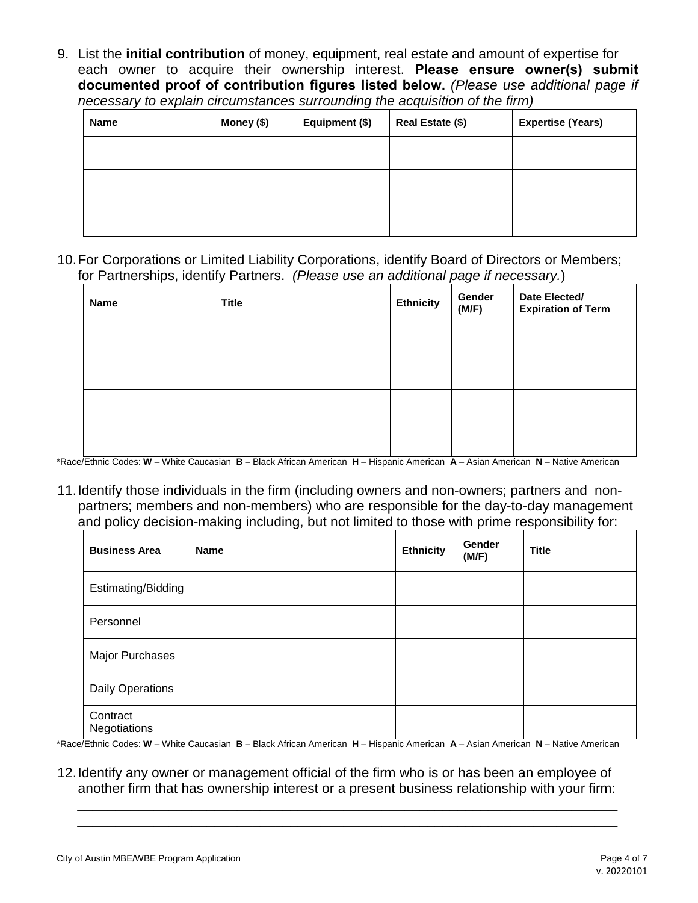9. List the **initial contribution** of money, equipment, real estate and amount of expertise for each owner to acquire their ownership interest. **Please ensure owner(s) submit documented proof of contribution figures listed below.** *(Please use additional page if necessary to explain circumstances surrounding the acquisition of the firm)*

| Name | Money ($) | Equipment ($) | Real Estate ($) | Expertise (Years) |
|---|---|---|---|---|
| | | | | |
| | | | | |
| | | | | |

10. For Corporations or Limited Liability Corporations, identify Board of Directors or Members; for Partnerships, identify Partners. *(Please use an additional page if necessary.)*

| Name | Title | Ethnicity | Gender (M/F) | Date Elected/ Expiration of Term |
|---|---|---|---|---|
| | | | | |
| | | | | |
| | | | | |
| | | | | |

*Race/Ethnic Codes: **W** – White Caucasian **B** – Black African American **H** – Hispanic American **A** – Asian American **N** – Native American

11. Identify those individuals in the firm (including owners and non-owners; partners and non-partners; members and non-members) who are responsible for the day-to-day management and policy decision-making including, but not limited to those with prime responsibility for:

| Business Area | Name | Ethnicity | Gender (M/F) | Title |
|---|---|---|---|---|
| Estimating/Bidding | | | | |
| Personnel | | | | |
| Major Purchases | | | | |
| Daily Operations | | | | |
| Contract Negotiations | | | | |

*Race/Ethnic Codes: **W** – White Caucasian **B** – Black African American **H** – Hispanic American **A** – Asian American **N** – Native American

12. Identify any owner or management official of the firm who is or has been an employee of another firm that has ownership interest or a present business relationship with your firm:

\_\_\_\_\_\_\_\_\_\_\_\_\_\_\_\_\_\_\_\_\_\_\_\_\_\_\_\_\_\_\_\_\_\_\_\_\_\_\_\_\_\_\_\_\_\_\_\_\_\_\_\_\_\_\_\_\_\_\_\_\_\_\_\_\_\_\_\_\_\_\_\_

\_\_\_\_\_\_\_\_\_\_\_\_\_\_\_\_\_\_\_\_\_\_\_\_\_\_\_\_\_\_\_\_\_\_\_\_\_\_\_\_\_\_\_\_\_\_\_\_\_\_\_\_\_\_\_\_\_\_\_\_\_\_\_\_\_\_\_\_\_\_\_\_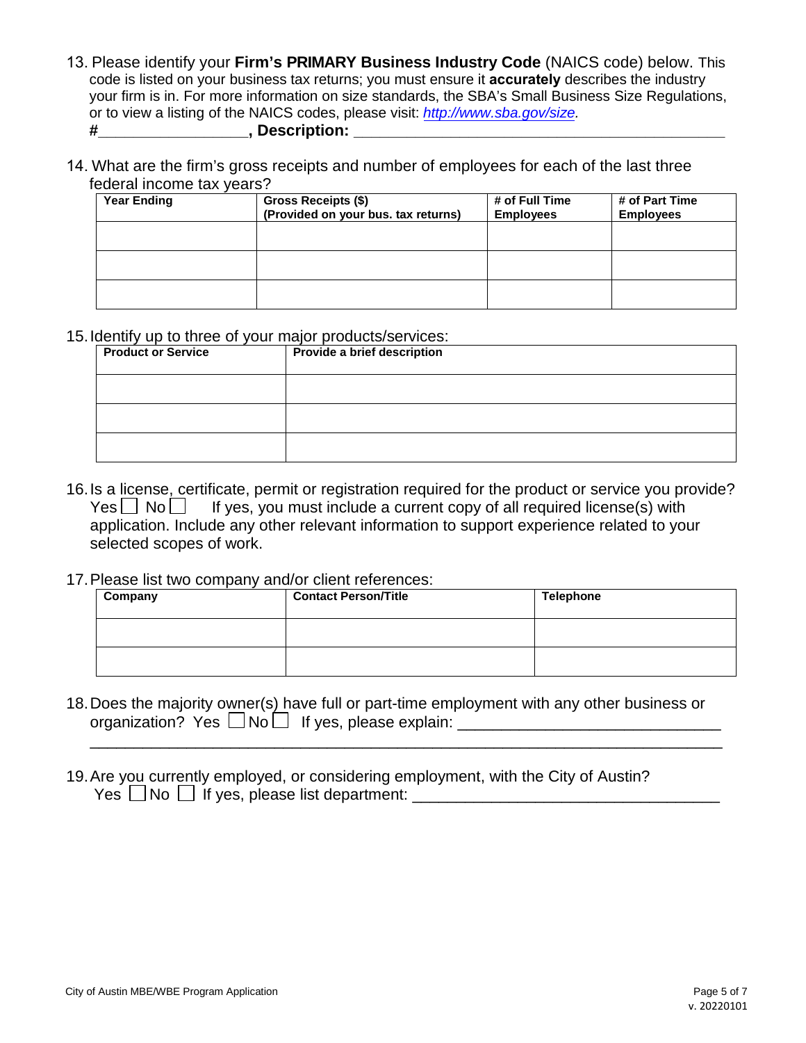13. Please identify your **Firm's PRIMARY Business Industry Code** (NAICS code) below. This code is listed on your business tax returns; you must ensure it **accurately** describes the industry your firm is in. For more information on size standards, the SBA's Small Business Size Regulations, or to view a listing of the NAICS codes, please visit: *http://www.sba.gov/size.*
    **#\_\_\_\_\_\_\_\_\_\_\_\_\_\_\_\_\_\_, Description: \_\_\_\_\_\_\_\_\_\_\_\_\_\_\_\_\_\_\_\_\_\_\_\_\_\_\_\_\_\_\_\_\_\_\_\_\_\_\_\_\_\_\_\_**

14. What are the firm's gross receipts and number of employees for each of the last three federal income tax years?

| Year Ending | Gross Receipts ($) (Provided on your bus. tax returns) | # of Full Time Employees | # of Part Time Employees |
|---|---|---|---|
| | | | |
| | | | |
| | | | |

15. Identify up to three of your major products/services:

| Product or Service | Provide a brief description |
|---|---|
| | |
| | |
| | |

16. Is a license, certificate, permit or registration required for the product or service you provide? Yes ☐ No ☐ If yes, you must include a current copy of all required license(s) with application. Include any other relevant information to support experience related to your selected scopes of work.

17. Please list two company and/or client references:

| Company | Contact Person/Title | Telephone |
|---|---|---|
| | | |
| | | |

18. Does the majority owner(s) have full or part-time employment with any other business or organization? Yes ☐ No ☐ If yes, please explain: \_\_\_\_\_\_\_\_\_\_\_\_\_\_\_\_\_\_\_\_\_\_\_\_\_\_\_\_\_\_
    \_\_\_\_\_\_\_\_\_\_\_\_\_\_\_\_\_\_\_\_\_\_\_\_\_\_\_\_\_\_\_\_\_\_\_\_\_\_\_\_\_\_\_\_\_\_\_\_\_\_\_\_\_\_\_\_\_\_\_\_\_\_\_\_\_\_\_\_\_\_\_\_

19. Are you currently employed, or considering employment, with the City of Austin?
    Yes ☐ No ☐ If yes, please list department: \_\_\_\_\_\_\_\_\_\_\_\_\_\_\_\_\_\_\_\_\_\_\_\_\_\_\_\_\_\_\_\_\_\_\_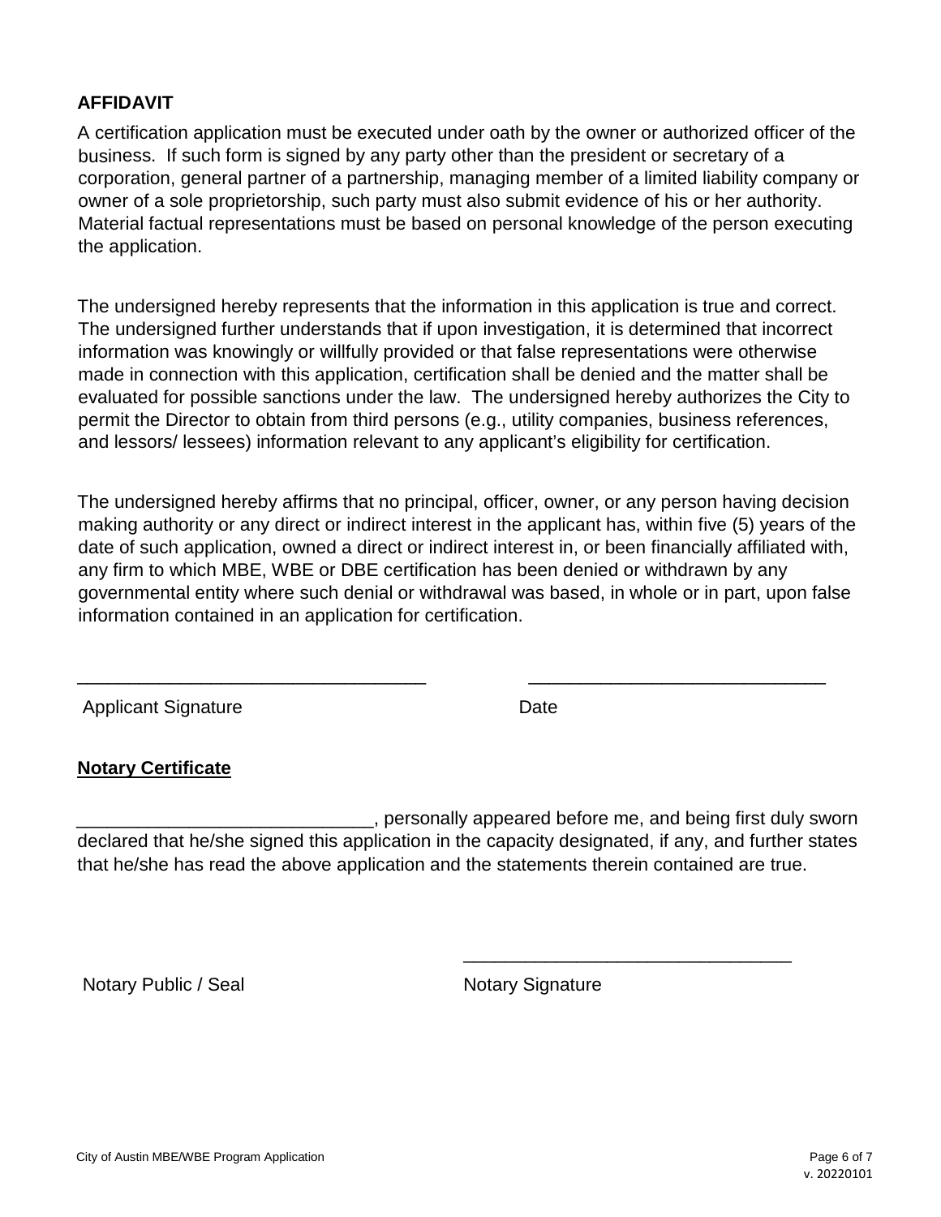## AFFIDAVIT

A certification application must be executed under oath by the owner or authorized officer of the business. If such form is signed by any party other than the president or secretary of a corporation, general partner of a partnership, managing member of a limited liability company or owner of a sole proprietorship, such party must also submit evidence of his or her authority. Material factual representations must be based on personal knowledge of the person executing the application.

The undersigned hereby represents that the information in this application is true and correct. The undersigned further understands that if upon investigation, it is determined that incorrect information was knowingly or willfully provided or that false representations were otherwise made in connection with this application, certification shall be denied and the matter shall be evaluated for possible sanctions under the law. The undersigned hereby authorizes the City to permit the Director to obtain from third persons (e.g., utility companies, business references, and lessors/ lessees) information relevant to any applicant's eligibility for certification.

The undersigned hereby affirms that no principal, officer, owner, or any person having decision making authority or any direct or indirect interest in the applicant has, within five (5) years of the date of such application, owned a direct or indirect interest in, or been financially affiliated with, any firm to which MBE, WBE or DBE certification has been denied or withdrawn by any governmental entity where such denial or withdrawal was based, in whole or in part, upon false information contained in an application for certification.

__________________________________ __________________________________

Applicant Signature Date

**<u>Notary Certificate</u>**

____________________________, personally appeared before me, and being first duly sworn declared that he/she signed this application in the capacity designated, if any, and further states that he/she has read the above application and the statements therein contained are true.

__________________________________

Notary Public / Seal Notary Signature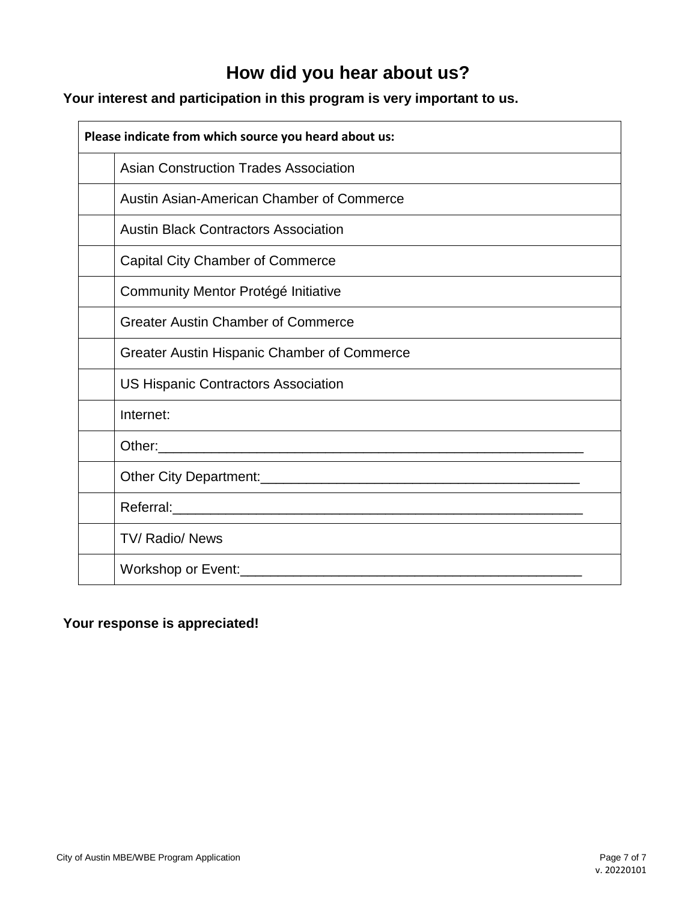# How did you hear about us?

**Your interest and participation in this program is very important to us.**

| **Please indicate from which source you heard about us:** | |
|---|---|
| | Asian Construction Trades Association |
| | Austin Asian-American Chamber of Commerce |
| | Austin Black Contractors Association |
| | Capital City Chamber of Commerce |
| | Community Mentor Protégé Initiative |
| | Greater Austin Chamber of Commerce |
| | Greater Austin Hispanic Chamber of Commerce |
| | US Hispanic Contractors Association |
| | Internet: |
| | Other:_________________________________________________________ |
| | Other City Department:__________________________________________ |
| | Referral:_______________________________________________________ |
| | TV/ Radio/ News |
| | Workshop or Event:______________________________________________ |

**Your response is appreciated!**